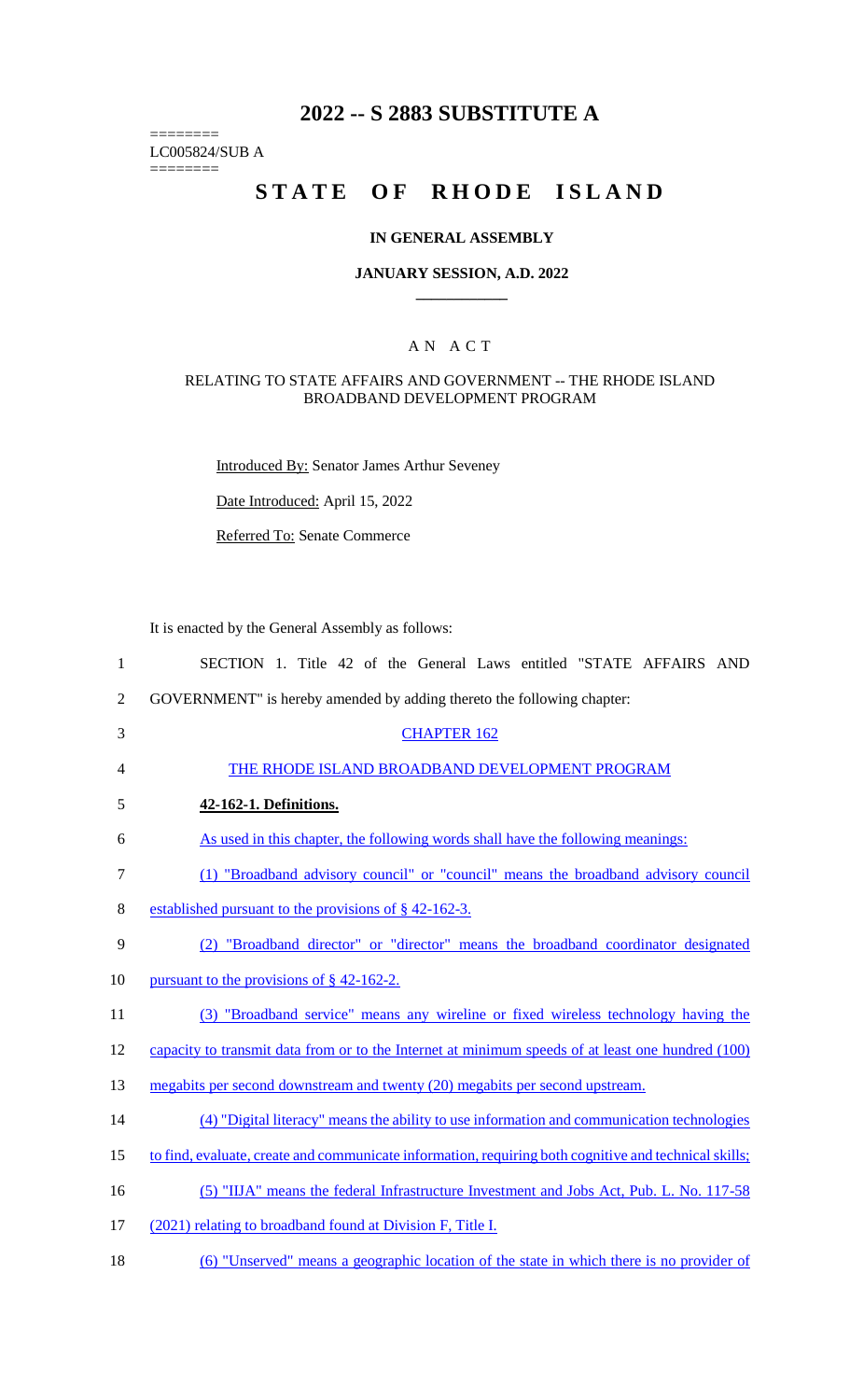# 2022 -- S 2883 SUBSTITUTE A

========
LC005824/SUB A
========

# STATE OF RHODE ISLAND

## IN GENERAL ASSEMBLY

### JANUARY SESSION, A.D. 2022

---

## A N A C T

### RELATING TO STATE AFFAIRS AND GOVERNMENT -- THE RHODE ISLAND BROADBAND DEVELOPMENT PROGRAM

Introduced By: Senator James Arthur Seveney

Date Introduced: April 15, 2022

Referred To: Senate Commerce

It is enacted by the General Assembly as follows:

1 SECTION 1. Title 42 of the General Laws entitled "STATE AFFAIRS AND
2 GOVERNMENT" is hereby amended by adding thereto the following chapter:

3 CHAPTER 162

4 THE RHODE ISLAND BROADBAND DEVELOPMENT PROGRAM

5 **42-162-1. Definitions.**

6 As used in this chapter, the following words shall have the following meanings:

7 (1) "Broadband advisory council" or "council" means the broadband advisory council
8 established pursuant to the provisions of § 42-162-3.

9 (2) "Broadband director" or "director" means the broadband coordinator designated
10 pursuant to the provisions of § 42-162-2.

11 (3) "Broadband service" means any wireline or fixed wireless technology having the
12 capacity to transmit data from or to the Internet at minimum speeds of at least one hundred (100)
13 megabits per second downstream and twenty (20) megabits per second upstream.

14 (4) "Digital literacy" means the ability to use information and communication technologies
15 to find, evaluate, create and communicate information, requiring both cognitive and technical skills;

16 (5) "IIJA" means the federal Infrastructure Investment and Jobs Act, Pub. L. No. 117-58
17 (2021) relating to broadband found at Division F, Title I.

18 (6) "Unserved" means a geographic location of the state in which there is no provider of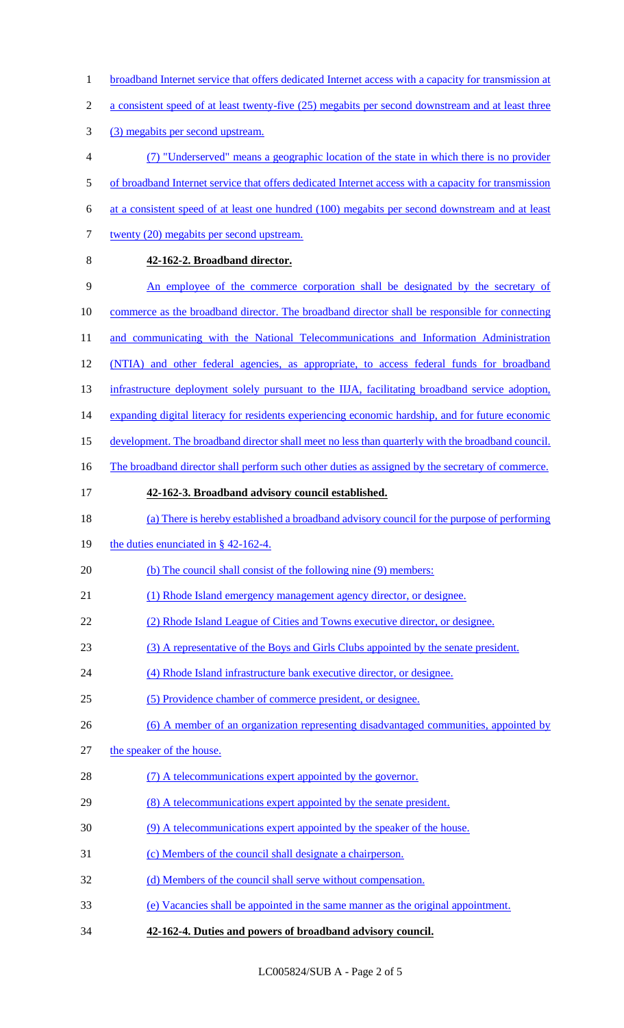broadband Internet service that offers dedicated Internet access with a capacity for transmission at a consistent speed of at least twenty-five (25) megabits per second downstream and at least three (3) megabits per second upstream.

(7) "Underserved" means a geographic location of the state in which there is no provider of broadband Internet service that offers dedicated Internet access with a capacity for transmission at a consistent speed of at least one hundred (100) megabits per second downstream and at least twenty (20) megabits per second upstream.

**42-162-2. Broadband director.**

An employee of the commerce corporation shall be designated by the secretary of commerce as the broadband director. The broadband director shall be responsible for connecting and communicating with the National Telecommunications and Information Administration (NTIA) and other federal agencies, as appropriate, to access federal funds for broadband infrastructure deployment solely pursuant to the IIJA, facilitating broadband service adoption, expanding digital literacy for residents experiencing economic hardship, and for future economic development. The broadband director shall meet no less than quarterly with the broadband council. The broadband director shall perform such other duties as assigned by the secretary of commerce.

**42-162-3. Broadband advisory council established.**

(a) There is hereby established a broadband advisory council for the purpose of performing the duties enunciated in § 42-162-4.

(b) The council shall consist of the following nine (9) members:

(1) Rhode Island emergency management agency director, or designee.

(2) Rhode Island League of Cities and Towns executive director, or designee.

(3) A representative of the Boys and Girls Clubs appointed by the senate president.

(4) Rhode Island infrastructure bank executive director, or designee.

(5) Providence chamber of commerce president, or designee.

(6) A member of an organization representing disadvantaged communities, appointed by the speaker of the house.

(7) A telecommunications expert appointed by the governor.

(8) A telecommunications expert appointed by the senate president.

(9) A telecommunications expert appointed by the speaker of the house.

(c) Members of the council shall designate a chairperson.

(d) Members of the council shall serve without compensation.

(e) Vacancies shall be appointed in the same manner as the original appointment.

**42-162-4. Duties and powers of broadband advisory council.**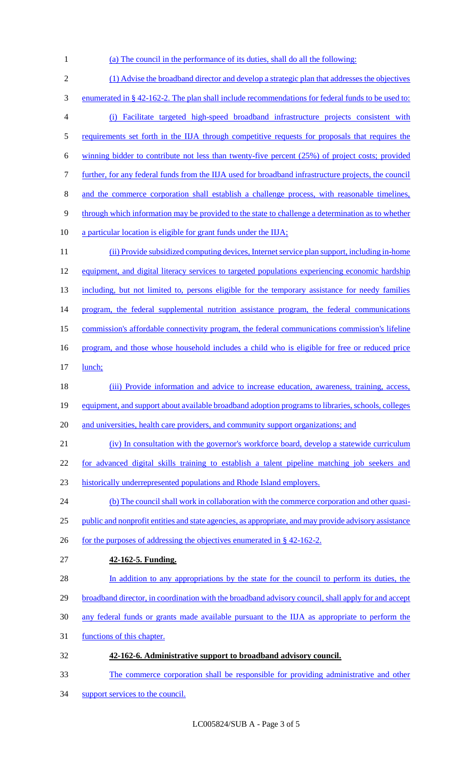(a) The council in the performance of its duties, shall do all the following:

(1) Advise the broadband director and develop a strategic plan that addresses the objectives enumerated in § 42-162-2. The plan shall include recommendations for federal funds to be used to:

(i) Facilitate targeted high-speed broadband infrastructure projects consistent with requirements set forth in the IIJA through competitive requests for proposals that requires the winning bidder to contribute not less than twenty-five percent (25%) of project costs; provided further, for any federal funds from the IIJA used for broadband infrastructure projects, the council and the commerce corporation shall establish a challenge process, with reasonable timelines, through which information may be provided to the state to challenge a determination as to whether a particular location is eligible for grant funds under the IIJA;

(ii) Provide subsidized computing devices, Internet service plan support, including in-home equipment, and digital literacy services to targeted populations experiencing economic hardship including, but not limited to, persons eligible for the temporary assistance for needy families program, the federal supplemental nutrition assistance program, the federal communications commission's affordable connectivity program, the federal communications commission's lifeline program, and those whose household includes a child who is eligible for free or reduced price lunch;

(iii) Provide information and advice to increase education, awareness, training, access, equipment, and support about available broadband adoption programs to libraries, schools, colleges and universities, health care providers, and community support organizations; and

(iv) In consultation with the governor's workforce board, develop a statewide curriculum for advanced digital skills training to establish a talent pipeline matching job seekers and historically underrepresented populations and Rhode Island employers.

(b) The council shall work in collaboration with the commerce corporation and other quasi-public and nonprofit entities and state agencies, as appropriate, and may provide advisory assistance for the purposes of addressing the objectives enumerated in § 42-162-2.

**42-162-5. Funding.**

In addition to any appropriations by the state for the council to perform its duties, the broadband director, in coordination with the broadband advisory council, shall apply for and accept any federal funds or grants made available pursuant to the IIJA as appropriate to perform the functions of this chapter.

**42-162-6. Administrative support to broadband advisory council.**

The commerce corporation shall be responsible for providing administrative and other support services to the council.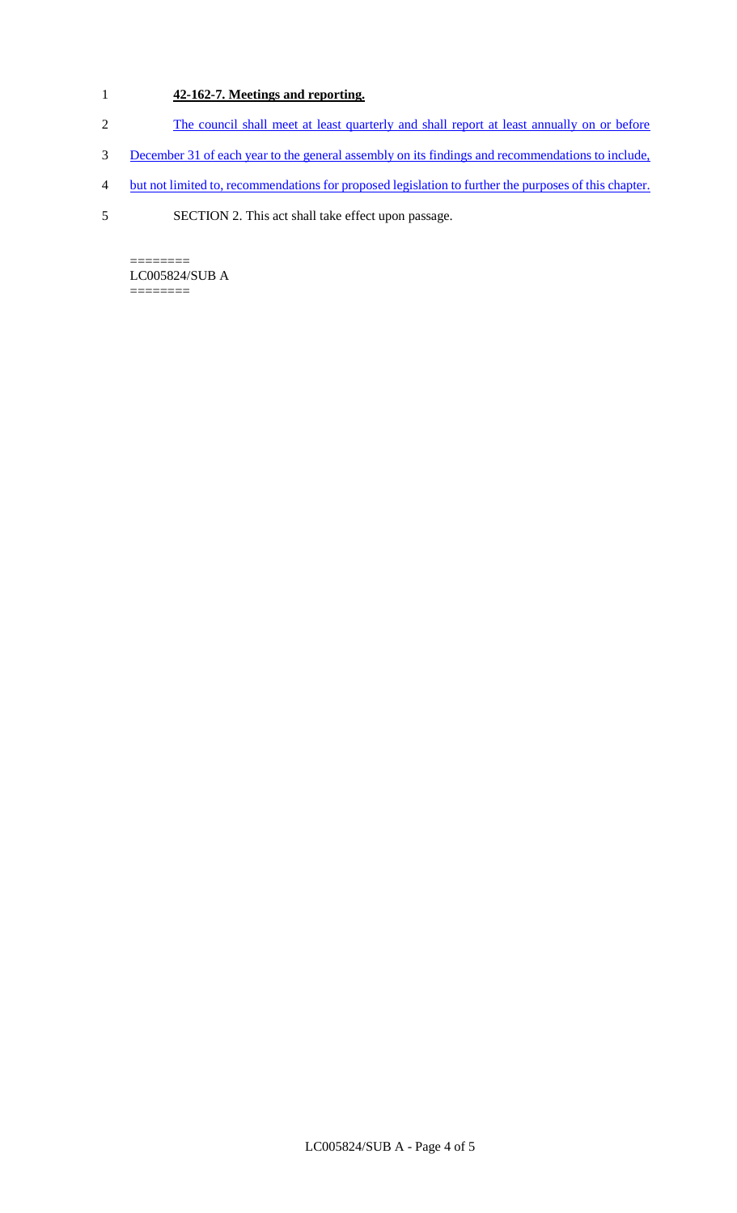**42-162-7. Meetings and reporting.**

The council shall meet at least quarterly and shall report at least annually on or before December 31 of each year to the general assembly on its findings and recommendations to include, but not limited to, recommendations for proposed legislation to further the purposes of this chapter.

SECTION 2. This act shall take effect upon passage.

========
LC005824/SUB A
========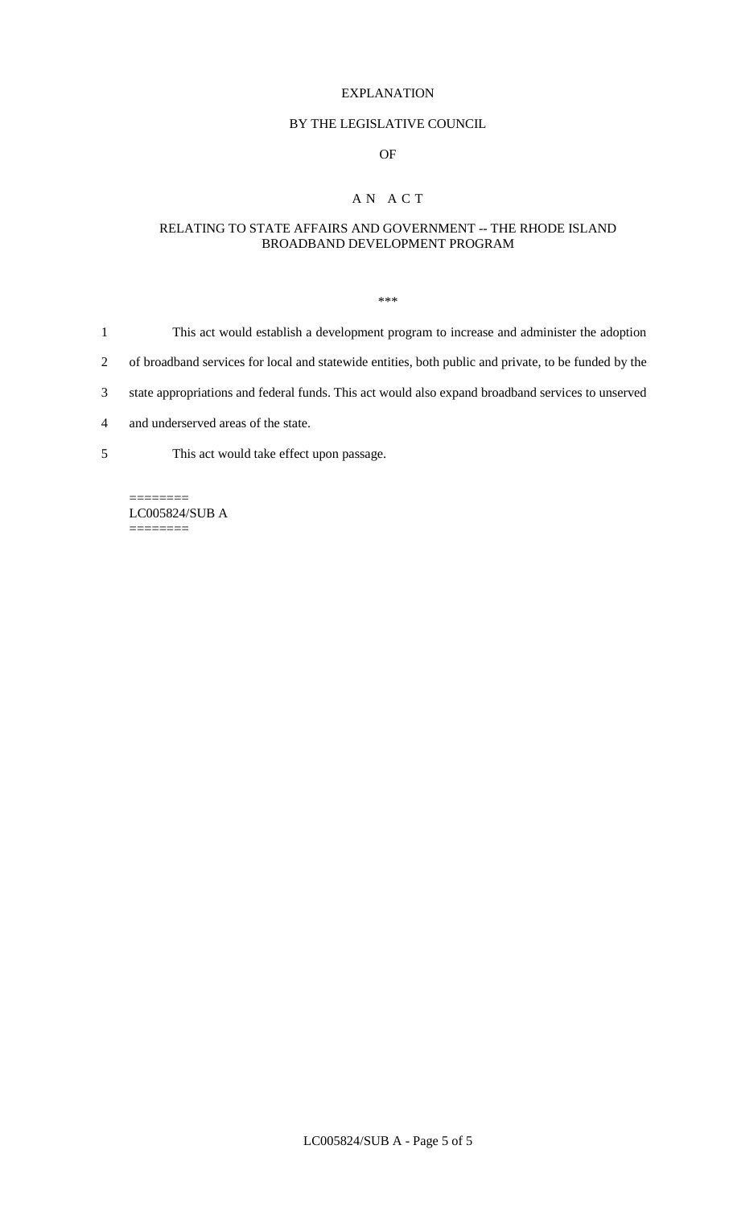EXPLANATION

BY THE LEGISLATIVE COUNCIL

OF

A N A C T

RELATING TO STATE AFFAIRS AND GOVERNMENT -- THE RHODE ISLAND BROADBAND DEVELOPMENT PROGRAM

***

1 This act would establish a development program to increase and administer the adoption

2 of broadband services for local and statewide entities, both public and private, to be funded by the

3 state appropriations and federal funds. This act would also expand broadband services to unserved

4 and underserved areas of the state.

5 This act would take effect upon passage.

========
LC005824/SUB A
========